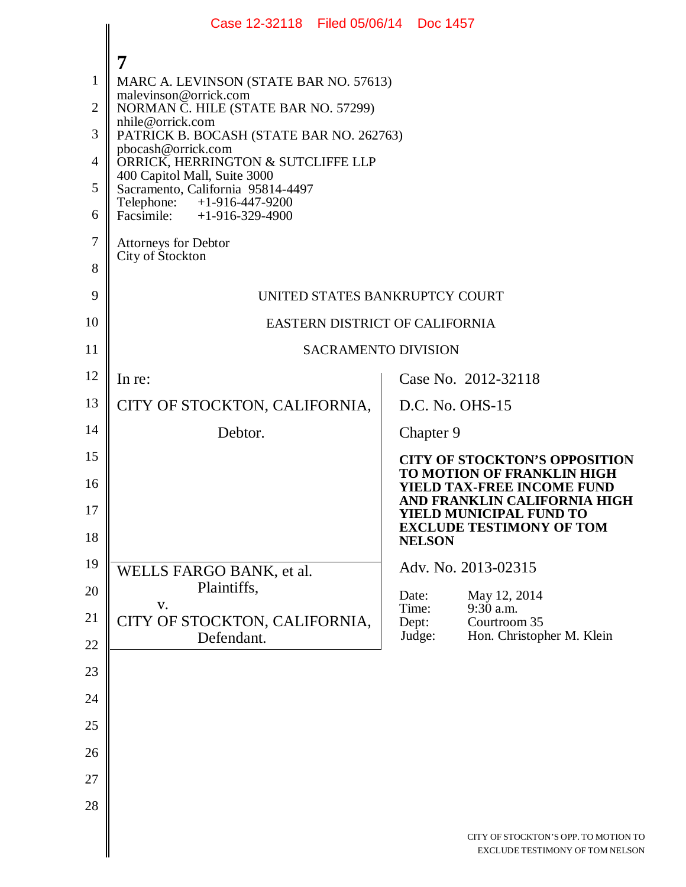MARC A. LEVINSON (STATE BAR NO. 57613)
malevinson@orrick.com
NORMAN C. HILE (STATE BAR NO. 57299)
nhile@orrick.com
PATRICK B. BOCASH (STATE BAR NO. 262763)
pbocash@orrick.com
ORRICK, HERRINGTON & SUTCLIFFE LLP
400 Capitol Mall, Suite 3000
Sacramento, California 95814-4497
Telephone: +1-916-447-9200
Facsimile: +1-916-329-4900

Attorneys for Debtor
City of Stockton

UNITED STATES BANKRUPTCY COURT

EASTERN DISTRICT OF CALIFORNIA

SACRAMENTO DIVISION

| | |
|---|---|
| In re:<br><br>CITY OF STOCKTON, CALIFORNIA,<br><br>Debtor. | Case No. 2012-32118<br><br>D.C. No. OHS-15<br><br>Chapter 9<br><br>**CITY OF STOCKTON'S OPPOSITION TO MOTION OF FRANKLIN HIGH YIELD TAX-FREE INCOME FUND AND FRANKLIN CALIFORNIA HIGH YIELD MUNICIPAL FUND TO EXCLUDE TESTIMONY OF TOM NELSON** |
| WELLS FARGO BANK, et al.<br>Plaintiffs,<br>v.<br>CITY OF STOCKTON, CALIFORNIA,<br>Defendant. | Adv. No. 2013-02315<br><br>Date: May 12, 2014<br>Time: 9:30 a.m.<br>Dept: Courtroom 35<br>Judge: Hon. Christopher M. Klein |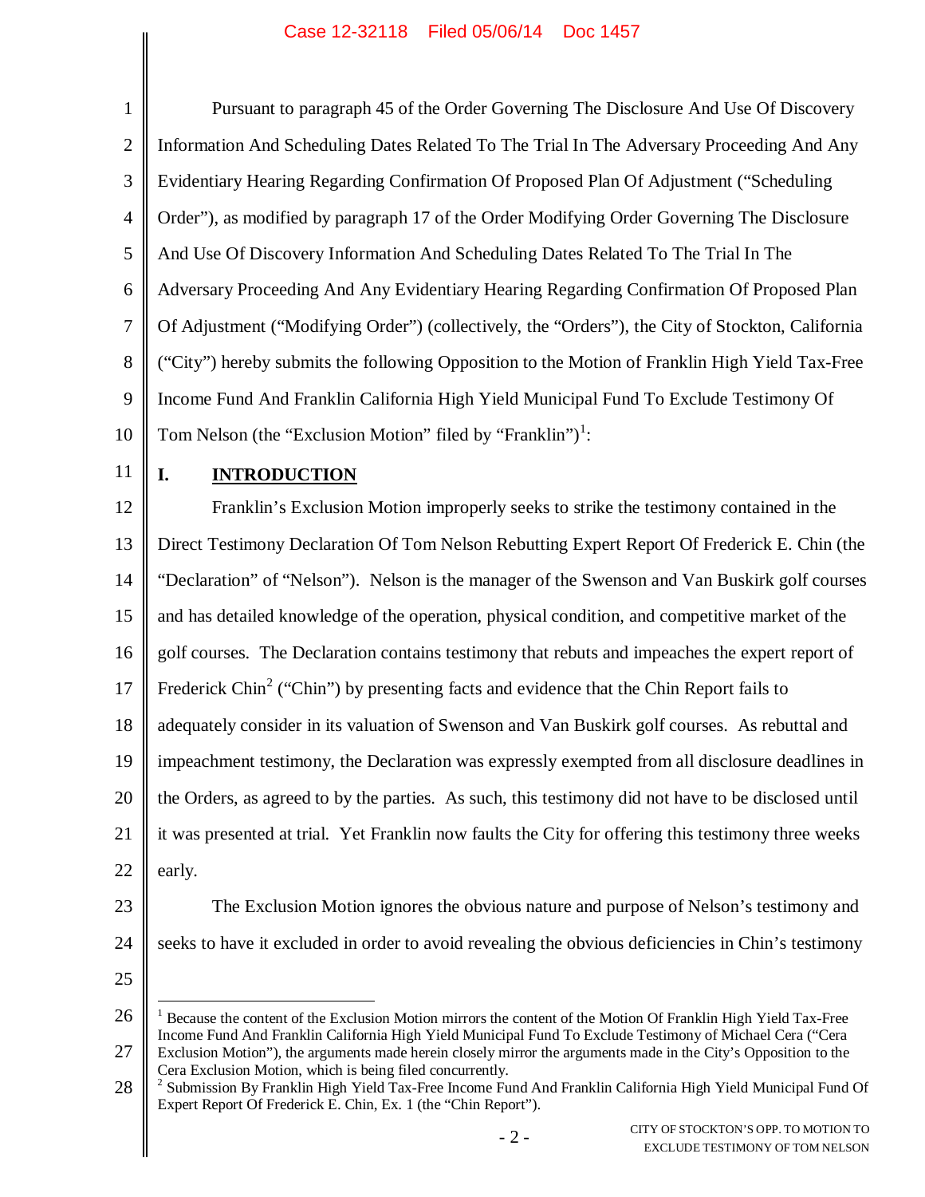Pursuant to paragraph 45 of the Order Governing The Disclosure And Use Of Discovery Information And Scheduling Dates Related To The Trial In The Adversary Proceeding And Any Evidentiary Hearing Regarding Confirmation Of Proposed Plan Of Adjustment ("Scheduling Order"), as modified by paragraph 17 of the Order Modifying Order Governing The Disclosure And Use Of Discovery Information And Scheduling Dates Related To The Trial In The Adversary Proceeding And Any Evidentiary Hearing Regarding Confirmation Of Proposed Plan Of Adjustment ("Modifying Order") (collectively, the "Orders"), the City of Stockton, California ("City") hereby submits the following Opposition to the Motion of Franklin High Yield Tax-Free Income Fund And Franklin California High Yield Municipal Fund To Exclude Testimony Of Tom Nelson (the "Exclusion Motion" filed by "Franklin")[1]:

## I. INTRODUCTION

Franklin's Exclusion Motion improperly seeks to strike the testimony contained in the Direct Testimony Declaration Of Tom Nelson Rebutting Expert Report Of Frederick E. Chin (the "Declaration" of "Nelson"). Nelson is the manager of the Swenson and Van Buskirk golf courses and has detailed knowledge of the operation, physical condition, and competitive market of the golf courses. The Declaration contains testimony that rebuts and impeaches the expert report of Frederick Chin[2] ("Chin") by presenting facts and evidence that the Chin Report fails to adequately consider in its valuation of Swenson and Van Buskirk golf courses. As rebuttal and impeachment testimony, the Declaration was expressly exempted from all disclosure deadlines in the Orders, as agreed to by the parties. As such, this testimony did not have to be disclosed until it was presented at trial. Yet Franklin now faults the City for offering this testimony three weeks early.

The Exclusion Motion ignores the obvious nature and purpose of Nelson's testimony and seeks to have it excluded in order to avoid revealing the obvious deficiencies in Chin's testimony

---

[1] Because the content of the Exclusion Motion mirrors the content of the Motion Of Franklin High Yield Tax-Free Income Fund And Franklin California High Yield Municipal Fund To Exclude Testimony of Michael Cera ("Cera Exclusion Motion"), the arguments made herein closely mirror the arguments made in the City's Opposition to the Cera Exclusion Motion, which is being filed concurrently.

[2] Submission By Franklin High Yield Tax-Free Income Fund And Franklin California High Yield Municipal Fund Of Expert Report Of Frederick E. Chin, Ex. 1 (the "Chin Report").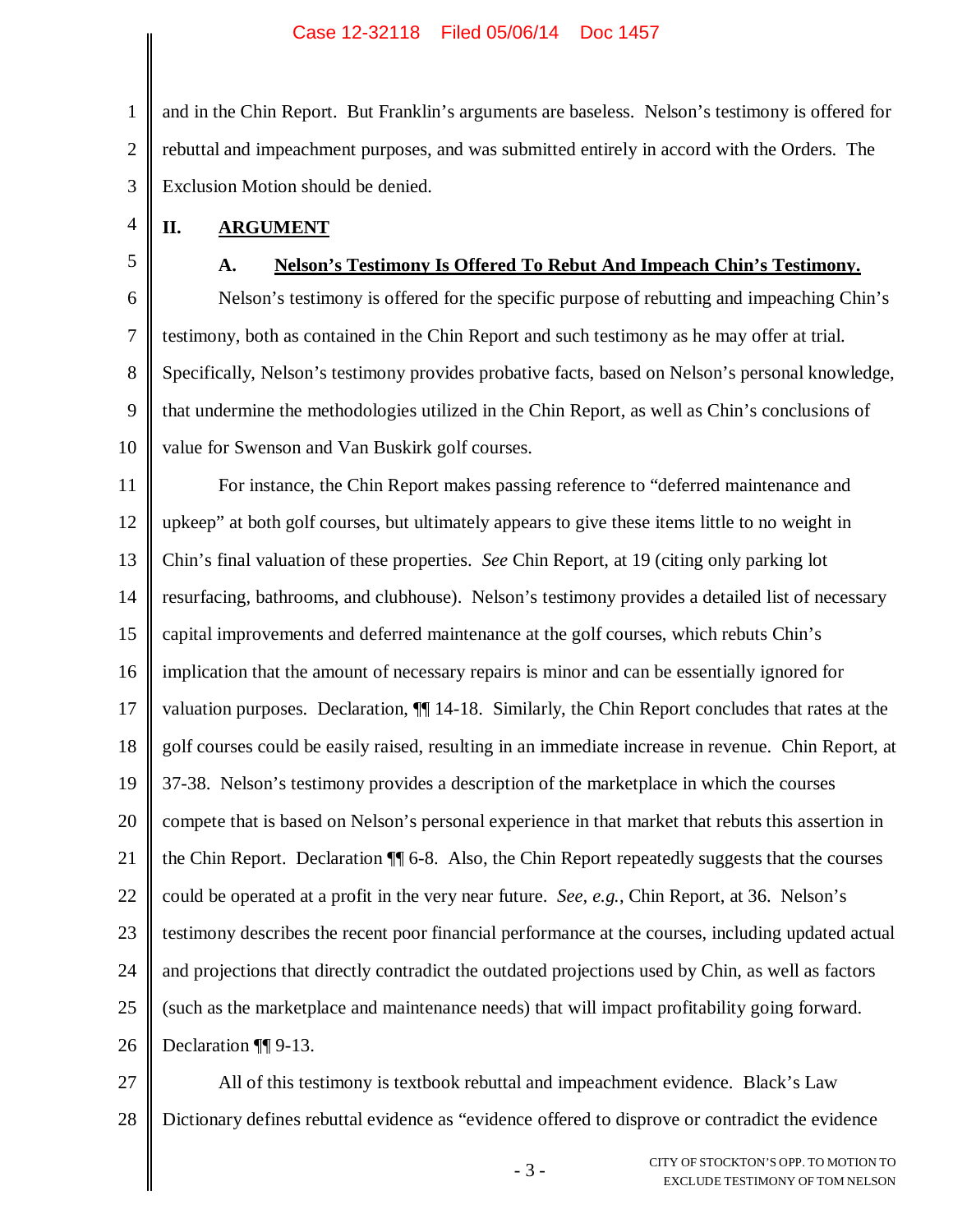and in the Chin Report. But Franklin's arguments are baseless. Nelson's testimony is offered for rebuttal and impeachment purposes, and was submitted entirely in accord with the Orders. The Exclusion Motion should be denied.

## II. ARGUMENT

### A. Nelson's Testimony Is Offered To Rebut And Impeach Chin's Testimony.

Nelson's testimony is offered for the specific purpose of rebutting and impeaching Chin's testimony, both as contained in the Chin Report and such testimony as he may offer at trial. Specifically, Nelson's testimony provides probative facts, based on Nelson's personal knowledge, that undermine the methodologies utilized in the Chin Report, as well as Chin's conclusions of value for Swenson and Van Buskirk golf courses.

For instance, the Chin Report makes passing reference to "deferred maintenance and upkeep" at both golf courses, but ultimately appears to give these items little to no weight in Chin's final valuation of these properties. *See* Chin Report, at 19 (citing only parking lot resurfacing, bathrooms, and clubhouse). Nelson's testimony provides a detailed list of necessary capital improvements and deferred maintenance at the golf courses, which rebuts Chin's implication that the amount of necessary repairs is minor and can be essentially ignored for valuation purposes. Declaration, ¶¶ 14-18. Similarly, the Chin Report concludes that rates at the golf courses could be easily raised, resulting in an immediate increase in revenue. Chin Report, at 37-38. Nelson's testimony provides a description of the marketplace in which the courses compete that is based on Nelson's personal experience in that market that rebuts this assertion in the Chin Report. Declaration ¶¶ 6-8. Also, the Chin Report repeatedly suggests that the courses could be operated at a profit in the very near future. *See, e.g.*, Chin Report, at 36. Nelson's testimony describes the recent poor financial performance at the courses, including updated actual and projections that directly contradict the outdated projections used by Chin, as well as factors (such as the marketplace and maintenance needs) that will impact profitability going forward. Declaration ¶¶ 9-13.

All of this testimony is textbook rebuttal and impeachment evidence. Black's Law Dictionary defines rebuttal evidence as "evidence offered to disprove or contradict the evidence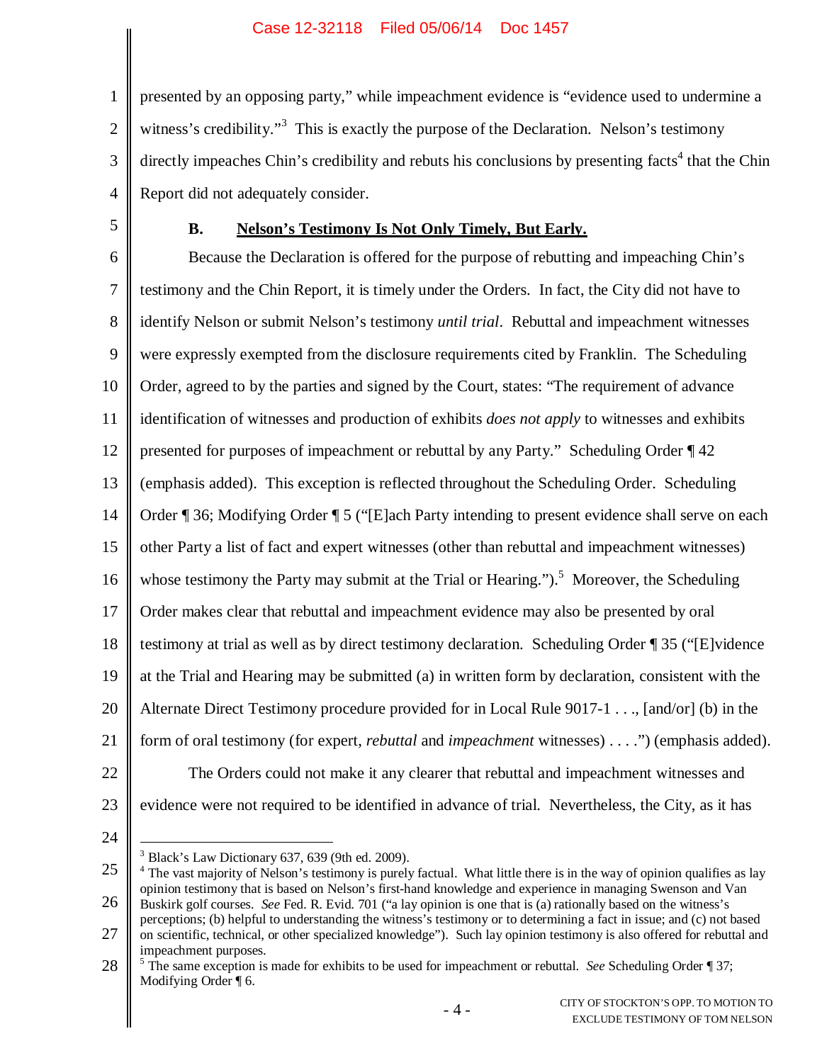presented by an opposing party," while impeachment evidence is "evidence used to undermine a witness's credibility."[3] This is exactly the purpose of the Declaration. Nelson's testimony directly impeaches Chin's credibility and rebuts his conclusions by presenting facts[4] that the Chin Report did not adequately consider.

### B. Nelson's Testimony Is Not Only Timely, But Early.

Because the Declaration is offered for the purpose of rebutting and impeaching Chin's testimony and the Chin Report, it is timely under the Orders. In fact, the City did not have to identify Nelson or submit Nelson's testimony *until trial*. Rebuttal and impeachment witnesses were expressly exempted from the disclosure requirements cited by Franklin. The Scheduling Order, agreed to by the parties and signed by the Court, states: "The requirement of advance identification of witnesses and production of exhibits *does not apply* to witnesses and exhibits presented for purposes of impeachment or rebuttal by any Party." Scheduling Order ¶ 42 (emphasis added). This exception is reflected throughout the Scheduling Order. Scheduling Order ¶ 36; Modifying Order ¶ 5 ("[E]ach Party intending to present evidence shall serve on each other Party a list of fact and expert witnesses (other than rebuttal and impeachment witnesses) whose testimony the Party may submit at the Trial or Hearing.").[5] Moreover, the Scheduling Order makes clear that rebuttal and impeachment evidence may also be presented by oral testimony at trial as well as by direct testimony declaration. Scheduling Order ¶ 35 ("[E]vidence at the Trial and Hearing may be submitted (a) in written form by declaration, consistent with the Alternate Direct Testimony procedure provided for in Local Rule 9017-1 . . ., [and/or] (b) in the form of oral testimony (for expert, *rebuttal* and *impeachment* witnesses) . . . .") (emphasis added).

The Orders could not make it any clearer that rebuttal and impeachment witnesses and evidence were not required to be identified in advance of trial. Nevertheless, the City, as it has

---

[3] Black's Law Dictionary 637, 639 (9th ed. 2009).

[4] The vast majority of Nelson's testimony is purely factual. What little there is in the way of opinion qualifies as lay opinion testimony that is based on Nelson's first-hand knowledge and experience in managing Swenson and Van Buskirk golf courses. *See* Fed. R. Evid. 701 ("a lay opinion is one that is (a) rationally based on the witness's perceptions; (b) helpful to understanding the witness's testimony or to determining a fact in issue; and (c) not based on scientific, technical, or other specialized knowledge"). Such lay opinion testimony is also offered for rebuttal and impeachment purposes.

[5] The same exception is made for exhibits to be used for impeachment or rebuttal. *See* Scheduling Order ¶ 37; Modifying Order ¶ 6.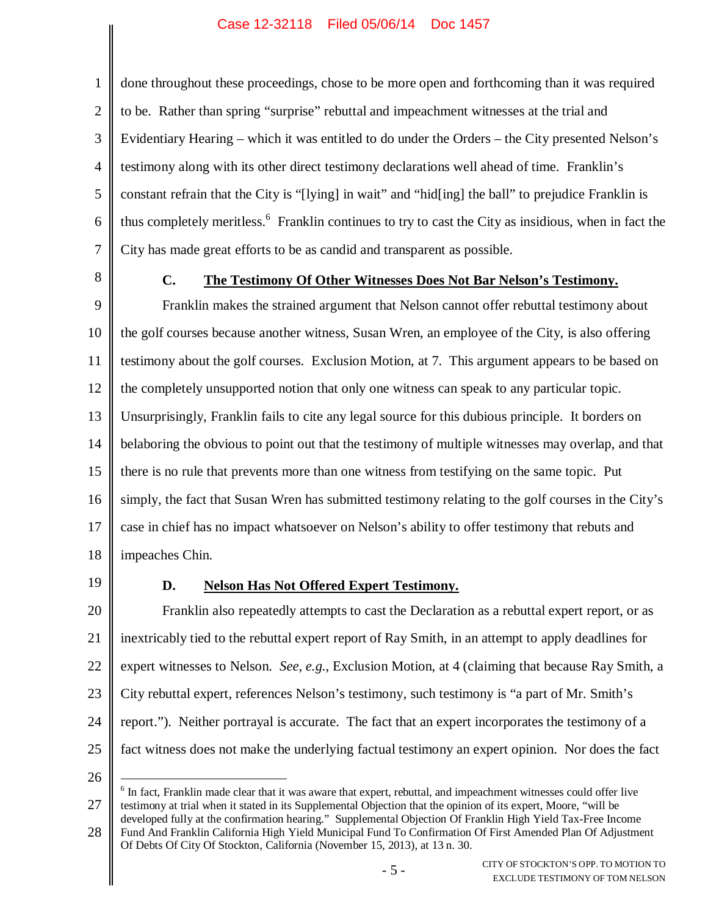done throughout these proceedings, chose to be more open and forthcoming than it was required to be. Rather than spring "surprise" rebuttal and impeachment witnesses at the trial and Evidentiary Hearing – which it was entitled to do under the Orders – the City presented Nelson's testimony along with its other direct testimony declarations well ahead of time. Franklin's constant refrain that the City is "[lying] in wait" and "hid[ing] the ball" to prejudice Franklin is thus completely meritless.[6] Franklin continues to try to cast the City as insidious, when in fact the City has made great efforts to be as candid and transparent as possible.

### C. The Testimony Of Other Witnesses Does Not Bar Nelson's Testimony.

Franklin makes the strained argument that Nelson cannot offer rebuttal testimony about the golf courses because another witness, Susan Wren, an employee of the City, is also offering testimony about the golf courses. Exclusion Motion, at 7. This argument appears to be based on the completely unsupported notion that only one witness can speak to any particular topic. Unsurprisingly, Franklin fails to cite any legal source for this dubious principle. It borders on belaboring the obvious to point out that the testimony of multiple witnesses may overlap, and that there is no rule that prevents more than one witness from testifying on the same topic. Put simply, the fact that Susan Wren has submitted testimony relating to the golf courses in the City's case in chief has no impact whatsoever on Nelson's ability to offer testimony that rebuts and impeaches Chin.

### D. Nelson Has Not Offered Expert Testimony.

Franklin also repeatedly attempts to cast the Declaration as a rebuttal expert report, or as inextricably tied to the rebuttal expert report of Ray Smith, in an attempt to apply deadlines for expert witnesses to Nelson. *See, e.g.*, Exclusion Motion, at 4 (claiming that because Ray Smith, a City rebuttal expert, references Nelson's testimony, such testimony is "a part of Mr. Smith's report."). Neither portrayal is accurate. The fact that an expert incorporates the testimony of a fact witness does not make the underlying factual testimony an expert opinion. Nor does the fact

---

[6] In fact, Franklin made clear that it was aware that expert, rebuttal, and impeachment witnesses could offer live testimony at trial when it stated in its Supplemental Objection that the opinion of its expert, Moore, "will be developed fully at the confirmation hearing." Supplemental Objection Of Franklin High Yield Tax-Free Income Fund And Franklin California High Yield Municipal Fund To Confirmation Of First Amended Plan Of Adjustment Of Debts Of City Of Stockton, California (November 15, 2013), at 13 n. 30.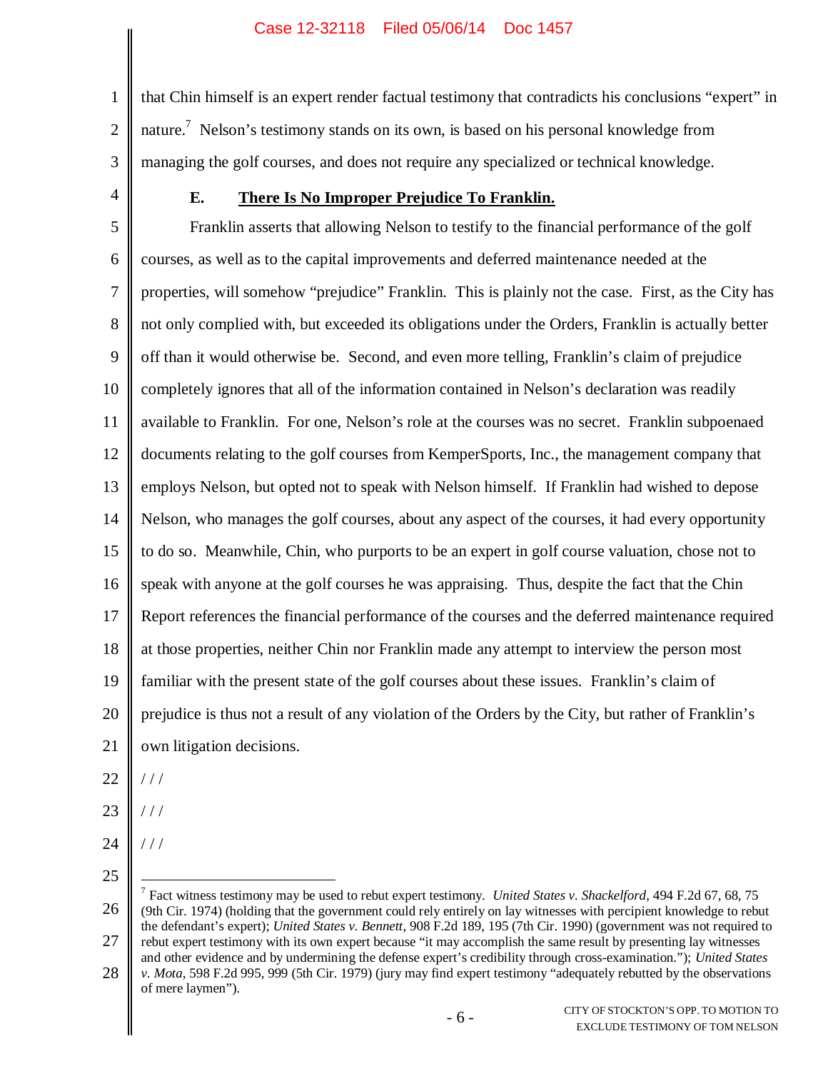that Chin himself is an expert render factual testimony that contradicts his conclusions "expert" in nature.[7] Nelson's testimony stands on its own, is based on his personal knowledge from managing the golf courses, and does not require any specialized or technical knowledge.

### E. **There Is No Improper Prejudice To Franklin.**

Franklin asserts that allowing Nelson to testify to the financial performance of the golf courses, as well as to the capital improvements and deferred maintenance needed at the properties, will somehow "prejudice" Franklin. This is plainly not the case. First, as the City has not only complied with, but exceeded its obligations under the Orders, Franklin is actually better off than it would otherwise be. Second, and even more telling, Franklin's claim of prejudice completely ignores that all of the information contained in Nelson's declaration was readily available to Franklin. For one, Nelson's role at the courses was no secret. Franklin subpoenaed documents relating to the golf courses from KemperSports, Inc., the management company that employs Nelson, but opted not to speak with Nelson himself. If Franklin had wished to depose Nelson, who manages the golf courses, about any aspect of the courses, it had every opportunity to do so. Meanwhile, Chin, who purports to be an expert in golf course valuation, chose not to speak with anyone at the golf courses he was appraising. Thus, despite the fact that the Chin Report references the financial performance of the courses and the deferred maintenance required at those properties, neither Chin nor Franklin made any attempt to interview the person most familiar with the present state of the golf courses about these issues. Franklin's claim of prejudice is thus not a result of any violation of the Orders by the City, but rather of Franklin's own litigation decisions.

/ / /

/ / /

/ / /

---

[7] Fact witness testimony may be used to rebut expert testimony. *United States v. Shackelford*, 494 F.2d 67, 68, 75 (9th Cir. 1974) (holding that the government could rely entirely on lay witnesses with percipient knowledge to rebut the defendant's expert); *United States v. Bennett*, 908 F.2d 189, 195 (7th Cir. 1990) (government was not required to rebut expert testimony with its own expert because "it may accomplish the same result by presenting lay witnesses and other evidence and by undermining the defense expert's credibility through cross-examination."); *United States v. Mota*, 598 F.2d 995, 999 (5th Cir. 1979) (jury may find expert testimony "adequately rebutted by the observations of mere laymen").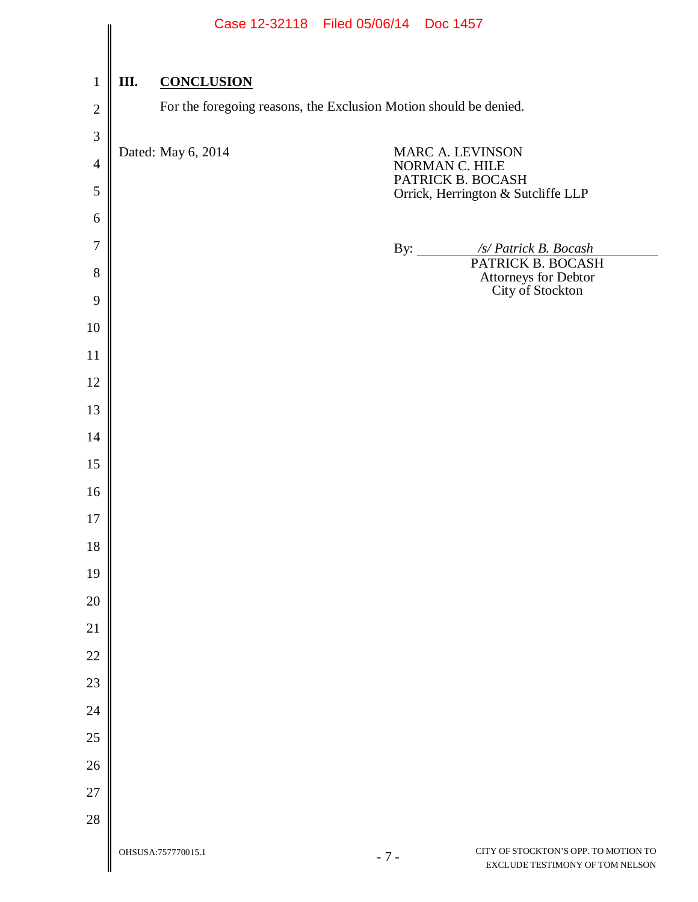## III. CONCLUSION

For the foregoing reasons, the Exclusion Motion should be denied.

Dated: May 6, 2014

MARC A. LEVINSON
NORMAN C. HILE
PATRICK B. BOCASH
Orrick, Herrington & Sutcliffe LLP

By: */s/ Patrick B. Bocash*
PATRICK B. BOCASH
Attorneys for Debtor
City of Stockton